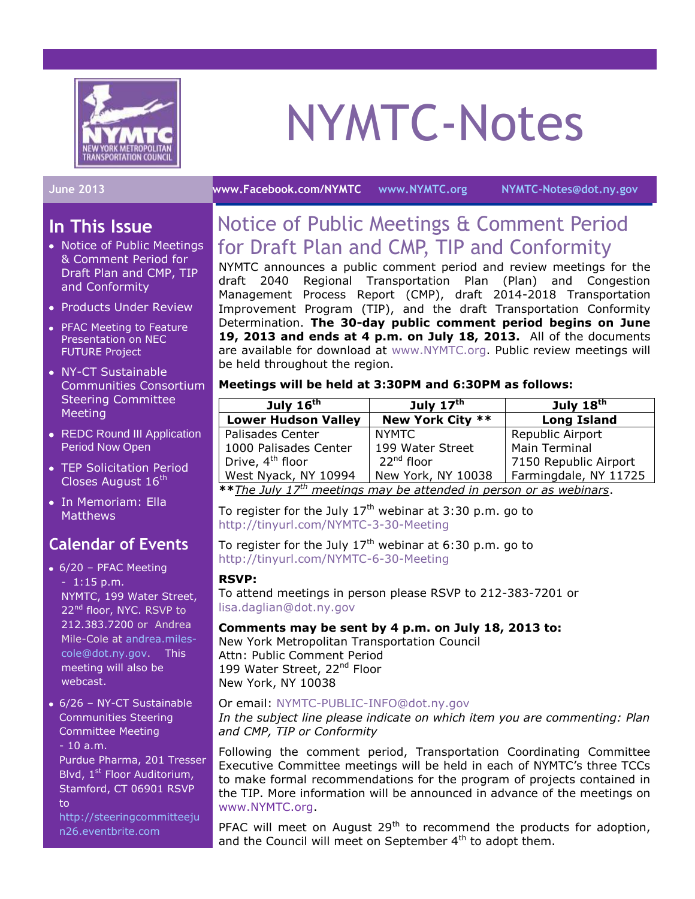# NYMTC-Notes

June 2013 | www.Facebook.com/NYMTC | www.NYMTC.org | NYMTC-Notes@dot.ny.gov

## In This Issue

- Notice of Public Meetings & Comment Period for Draft Plan and CMP, TIP and Conformity
- Products Under Review
- PFAC Meeting to Feature Presentation on NEC FUTURE Project
- NY-CT Sustainable Communities Consortium Steering Committee Meeting
- REDC Round III Application Period Now Open
- TEP Solicitation Period Closes August 16th
- In Memoriam: Ella Matthews

## Calendar of Events

- 6/20 – PFAC Meeting - 1:15 p.m. NYMTC, 199 Water Street, 22nd floor, NYC. RSVP to 212.383.7200 or Andrea Mile-Cole at andrea.miles-cole@dot.ny.gov. This meeting will also be webcast.
- 6/26 – NY-CT Sustainable Communities Steering Committee Meeting - 10 a.m. Purdue Pharma, 201 Tresser Blvd, 1st Floor Auditorium, Stamford, CT 06901 RSVP to http://steeringcommitteejun26.eventbrite.com

## Notice of Public Meetings & Comment Period for Draft Plan and CMP, TIP and Conformity

NYMTC announces a public comment period and review meetings for the draft 2040 Regional Transportation Plan (Plan) and Congestion Management Process Report (CMP), draft 2014-2018 Transportation Improvement Program (TIP), and the draft Transportation Conformity Determination. **The 30-day public comment period begins on June 19, 2013 and ends at 4 p.m. on July 18, 2013.** All of the documents are available for download at www.NYMTC.org. Public review meetings will be held throughout the region.

**Meetings will be held at 3:30PM and 6:30PM as follows:**

| July 16th | July 17th | July 18th |
|---|---|---|
| **Lower Hudson Valley** | **New York City \*\*** | **Long Island** |
| Palisades Center<br>1000 Palisades Center Drive, 4th floor<br>West Nyack, NY 10994 | NYMTC<br>199 Water Street<br>22nd floor<br>New York, NY 10038 | Republic Airport<br>Main Terminal<br>7150 Republic Airport<br>Farmingdale, NY 11725 |

**\*\****The July 17th meetings may be attended in person or as webinars*.

To register for the July 17th webinar at 3:30 p.m. go to http://tinyurl.com/NYMTC-3-30-Meeting

To register for the July 17th webinar at 6:30 p.m. go to http://tinyurl.com/NYMTC-6-30-Meeting

**RSVP:**
To attend meetings in person please RSVP to 212-383-7201 or lisa.daglian@dot.ny.gov

**Comments may be sent by 4 p.m. on July 18, 2013 to:**
New York Metropolitan Transportation Council
Attn: Public Comment Period
199 Water Street, 22nd Floor
New York, NY 10038

Or email: NYMTC-PUBLIC-INFO@dot.ny.gov
*In the subject line please indicate on which item you are commenting: Plan and CMP, TIP or Conformity*

Following the comment period, Transportation Coordinating Committee Executive Committee meetings will be held in each of NYMTC's three TCCs to make formal recommendations for the program of projects contained in the TIP. More information will be announced in advance of the meetings on www.NYMTC.org.

PFAC will meet on August 29th to recommend the products for adoption, and the Council will meet on September 4th to adopt them.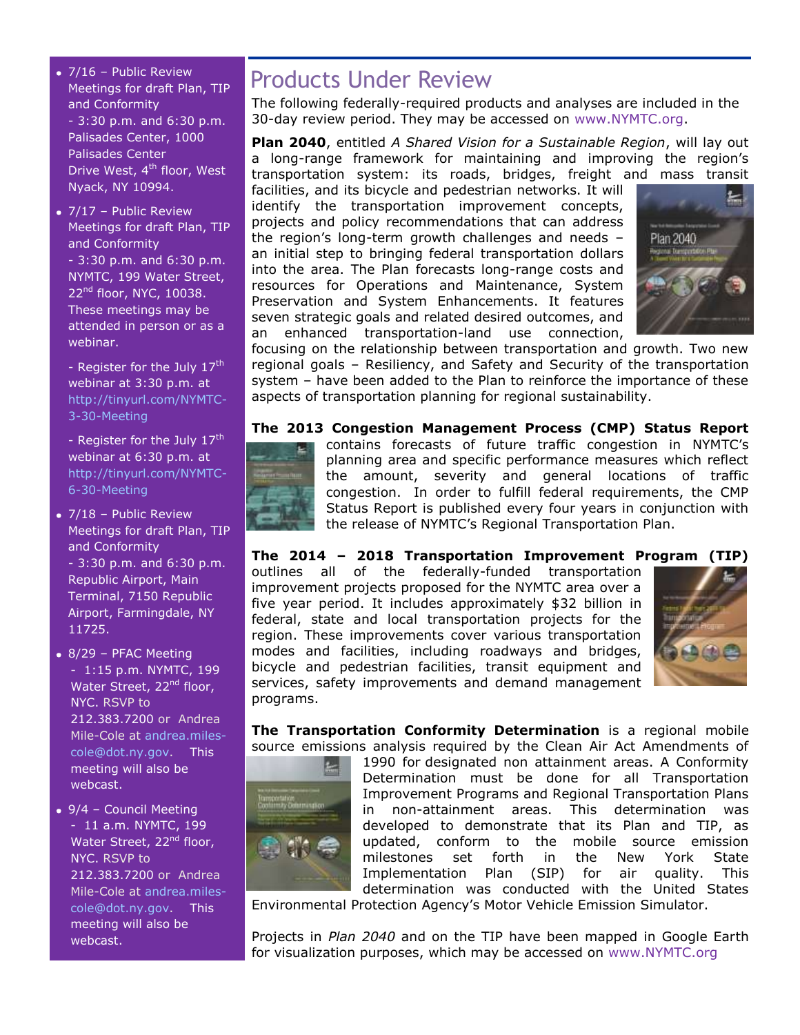- 7/16 – Public Review Meetings for draft Plan, TIP and Conformity - 3:30 p.m. and 6:30 p.m. Palisades Center, 1000 Palisades Center Drive West, 4th floor, West Nyack, NY 10994.
- 7/17 – Public Review Meetings for draft Plan, TIP and Conformity - 3:30 p.m. and 6:30 p.m. NYMTC, 199 Water Street, 22nd floor, NYC, 10038. These meetings may be attended in person or as a webinar.

  - Register for the July 17th webinar at 3:30 p.m. at http://tinyurl.com/NYMTC-3-30-Meeting

  - Register for the July 17th webinar at 6:30 p.m. at http://tinyurl.com/NYMTC-6-30-Meeting
- 7/18 – Public Review Meetings for draft Plan, TIP and Conformity - 3:30 p.m. and 6:30 p.m. Republic Airport, Main Terminal, 7150 Republic Airport, Farmingdale, NY 11725.
- 8/29 – PFAC Meeting - 1:15 p.m. NYMTC, 199 Water Street, 22nd floor, NYC. RSVP to 212.383.7200 or Andrea Mile-Cole at andrea.miles-cole@dot.ny.gov. This meeting will also be webcast.
- 9/4 – Council Meeting - 11 a.m. NYMTC, 199 Water Street, 22nd floor, NYC. RSVP to 212.383.7200 or Andrea Mile-Cole at andrea.miles-cole@dot.ny.gov. This meeting will also be webcast.

# Products Under Review

The following federally-required products and analyses are included in the 30-day review period. They may be accessed on www.NYMTC.org.

**Plan 2040**, entitled *A Shared Vision for a Sustainable Region*, will lay out a long-range framework for maintaining and improving the region's transportation system: its roads, bridges, freight and mass transit facilities, and its bicycle and pedestrian networks. It will identify the transportation improvement concepts, projects and policy recommendations that can address the region's long-term growth challenges and needs – an initial step to bringing federal transportation dollars into the area. The Plan forecasts long-range costs and resources for Operations and Maintenance, System Preservation and System Enhancements. It features seven strategic goals and related desired outcomes, and an enhanced transportation-land use connection, focusing on the relationship between transportation and growth. Two new regional goals – Resiliency, and Safety and Security of the transportation system – have been added to the Plan to reinforce the importance of these aspects of transportation planning for regional sustainability.

**The 2013 Congestion Management Process (CMP) Status Report** contains forecasts of future traffic congestion in NYMTC's planning area and specific performance measures which reflect the amount, severity and general locations of traffic congestion. In order to fulfill federal requirements, the CMP Status Report is published every four years in conjunction with the release of NYMTC's Regional Transportation Plan.

**The 2014 – 2018 Transportation Improvement Program (TIP)** outlines all of the federally-funded transportation improvement projects proposed for the NYMTC area over a five year period. It includes approximately $32 billion in federal, state and local transportation projects for the region. These improvements cover various transportation modes and facilities, including roadways and bridges, bicycle and pedestrian facilities, transit equipment and services, safety improvements and demand management programs.

**The Transportation Conformity Determination** is a regional mobile source emissions analysis required by the Clean Air Act Amendments of 1990 for designated non attainment areas. A Conformity Determination must be done for all Transportation Improvement Programs and Regional Transportation Plans in non-attainment areas. This determination was developed to demonstrate that its Plan and TIP, as updated, conform to the mobile source emission milestones set forth in the New York State Implementation Plan (SIP) for air quality. This determination was conducted with the United States Environmental Protection Agency's Motor Vehicle Emission Simulator.

Projects in *Plan 2040* and on the TIP have been mapped in Google Earth for visualization purposes, which may be accessed on www.NYMTC.org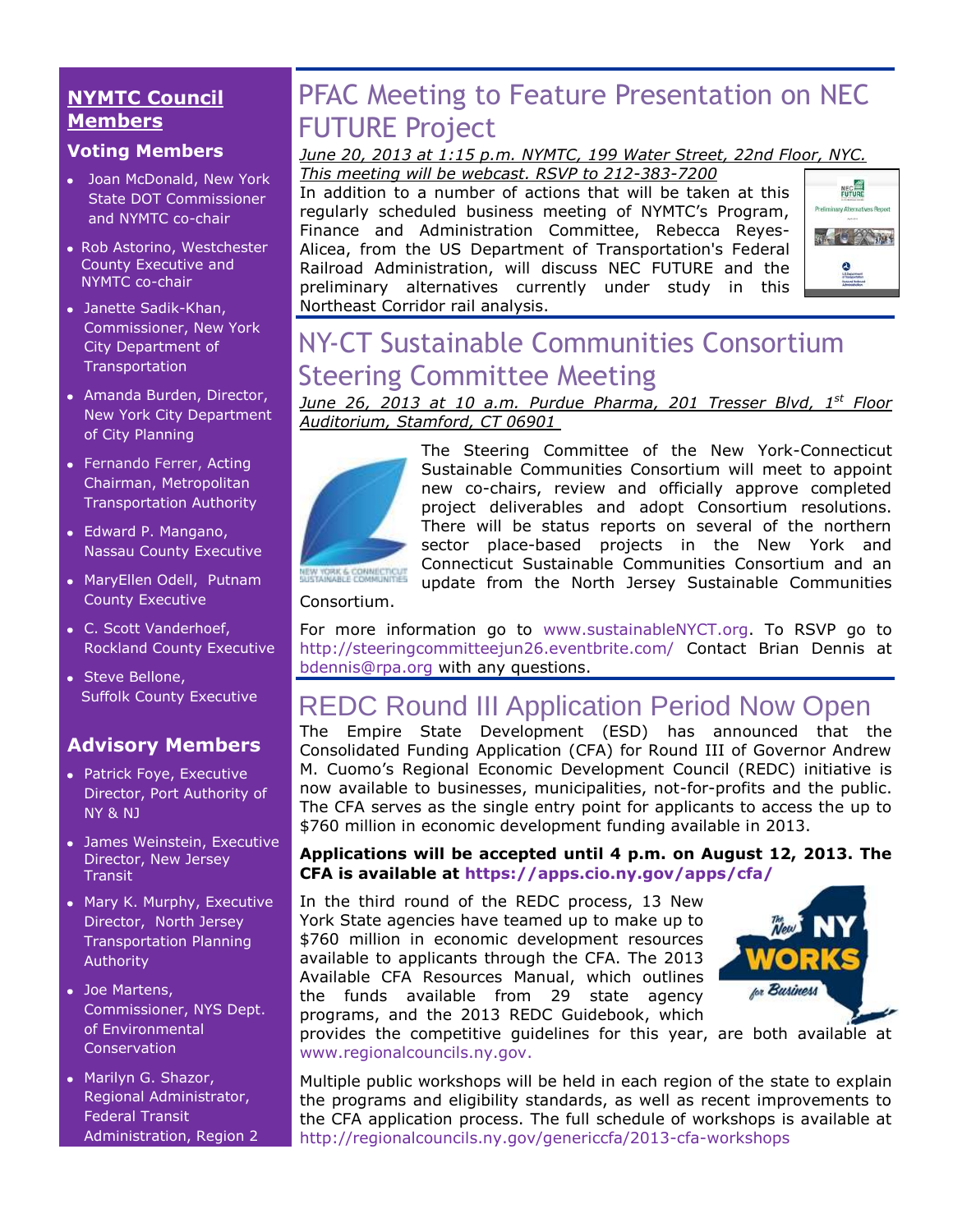## NYMTC Council Members

### Voting Members

- Joan McDonald, New York State DOT Commissioner and NYMTC co-chair
- Rob Astorino, Westchester County Executive and NYMTC co-chair
- Janette Sadik-Khan, Commissioner, New York City Department of Transportation
- Amanda Burden, Director, New York City Department of City Planning
- Fernando Ferrer, Acting Chairman, Metropolitan Transportation Authority
- Edward P. Mangano, Nassau County Executive
- MaryEllen Odell, Putnam County Executive
- C. Scott Vanderhoef, Rockland County Executive
- Steve Bellone, Suffolk County Executive

### Advisory Members

- Patrick Foye, Executive Director, Port Authority of NY & NJ
- James Weinstein, Executive Director, New Jersey Transit
- Mary K. Murphy, Executive Director, North Jersey Transportation Planning Authority
- Joe Martens, Commissioner, NYS Dept. of Environmental Conservation
- Marilyn G. Shazor, Regional Administrator, Federal Transit Administration, Region 2

# PFAC Meeting to Feature Presentation on NEC FUTURE Project

*June 20, 2013 at 1:15 p.m. NYMTC, 199 Water Street, 22nd Floor, NYC. This meeting will be webcast. RSVP to 212-383-7200*

In addition to a number of actions that will be taken at this regularly scheduled business meeting of NYMTC's Program, Finance and Administration Committee, Rebecca Reyes-Alicea, from the US Department of Transportation's Federal Railroad Administration, will discuss NEC FUTURE and the preliminary alternatives currently under study in this Northeast Corridor rail analysis.

# NY-CT Sustainable Communities Consortium Steering Committee Meeting

*June 26, 2013 at 10 a.m. Purdue Pharma, 201 Tresser Blvd, 1st Floor Auditorium, Stamford, CT 06901*

The Steering Committee of the New York-Connecticut Sustainable Communities Consortium will meet to appoint new co-chairs, review and officially approve completed project deliverables and adopt Consortium resolutions. There will be status reports on several of the northern sector place-based projects in the New York and Connecticut Sustainable Communities Consortium and an update from the North Jersey Sustainable Communities Consortium.

For more information go to www.sustainableNYCT.org. To RSVP go to http://steeringcommitteejun26.eventbrite.com/ Contact Brian Dennis at bdennis@rpa.org with any questions.

# REDC Round III Application Period Now Open

The Empire State Development (ESD) has announced that the Consolidated Funding Application (CFA) for Round III of Governor Andrew M. Cuomo's Regional Economic Development Council (REDC) initiative is now available to businesses, municipalities, not-for-profits and the public. The CFA serves as the single entry point for applicants to access the up to $760 million in economic development funding available in 2013.

**Applications will be accepted until 4 p.m. on August 12, 2013. The CFA is available at https://apps.cio.ny.gov/apps/cfa/**

In the third round of the REDC process, 13 New York State agencies have teamed up to make up to $760 million in economic development resources available to applicants through the CFA. The 2013 Available CFA Resources Manual, which outlines the funds available from 29 state agency programs, and the 2013 REDC Guidebook, which provides the competitive guidelines for this year, are both available at www.regionalcouncils.ny.gov.

Multiple public workshops will be held in each region of the state to explain the programs and eligibility standards, as well as recent improvements to the CFA application process. The full schedule of workshops is available at http://regionalcouncils.ny.gov/genericcfa/2013-cfa-workshops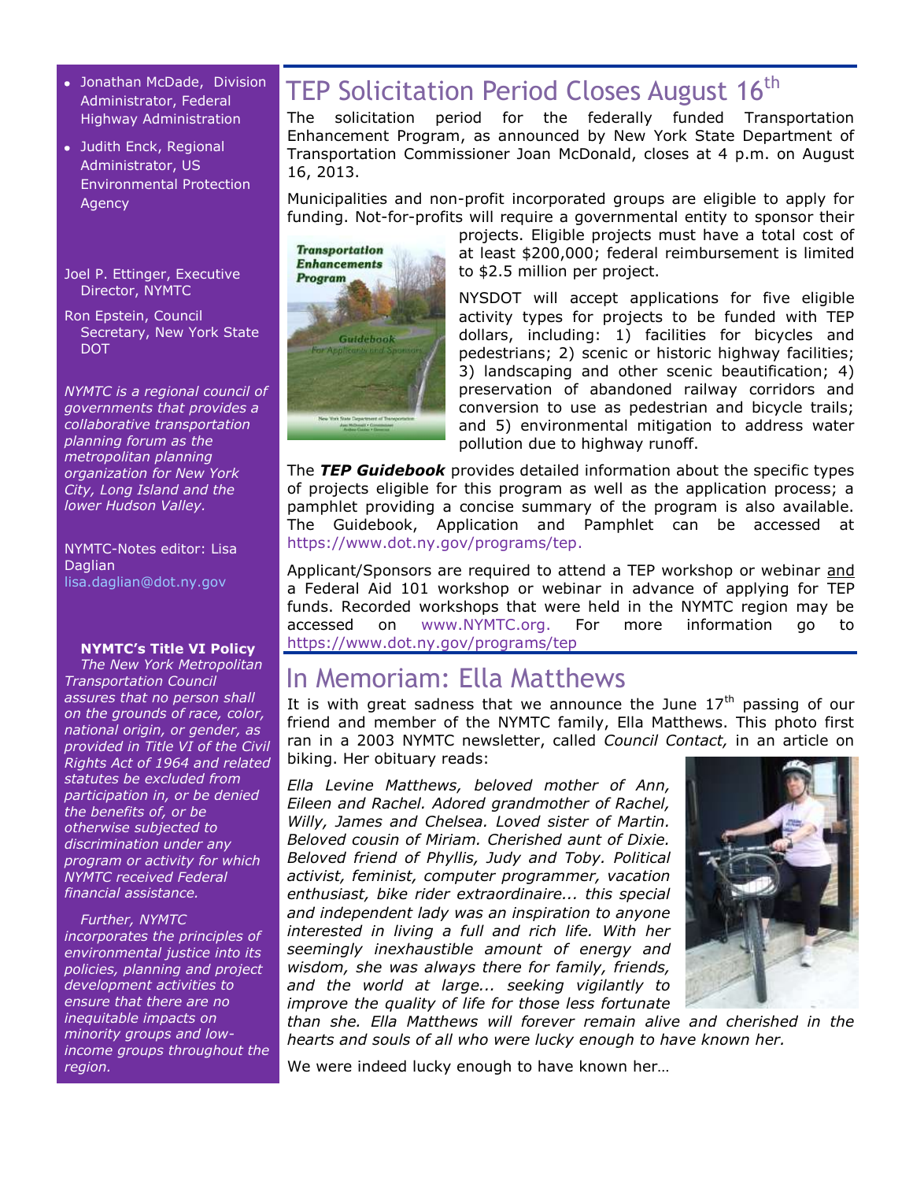- Jonathan McDade, Division Administrator, Federal Highway Administration
- Judith Enck, Regional Administrator, US Environmental Protection Agency

Joel P. Ettinger, Executive Director, NYMTC

Ron Epstein, Council Secretary, New York State DOT

*NYMTC is a regional council of governments that provides a collaborative transportation planning forum as the metropolitan planning organization for New York City, Long Island and the lower Hudson Valley.*

NYMTC-Notes editor: Lisa Daglian lisa.daglian@dot.ny.gov

**NYMTC's Title VI Policy**

*The New York Metropolitan Transportation Council assures that no person shall on the grounds of race, color, national origin, or gender, as provided in Title VI of the Civil Rights Act of 1964 and related statutes be excluded from participation in, or be denied the benefits of, or be otherwise subjected to discrimination under any program or activity for which NYMTC received Federal financial assistance.*

*Further, NYMTC incorporates the principles of environmental justice into its policies, planning and project development activities to ensure that there are no inequitable impacts on minority groups and low-income groups throughout the region.*

# TEP Solicitation Period Closes August 16th

The solicitation period for the federally funded Transportation Enhancement Program, as announced by New York State Department of Transportation Commissioner Joan McDonald, closes at 4 p.m. on August 16, 2013.

Municipalities and non-profit incorporated groups are eligible to apply for funding. Not-for-profits will require a governmental entity to sponsor their projects. Eligible projects must have a total cost of at least $200,000; federal reimbursement is limited to $2.5 million per project.

NYSDOT will accept applications for five eligible activity types for projects to be funded with TEP dollars, including: 1) facilities for bicycles and pedestrians; 2) scenic or historic highway facilities; 3) landscaping and other scenic beautification; 4) preservation of abandoned railway corridors and conversion to use as pedestrian and bicycle trails; and 5) environmental mitigation to address water pollution due to highway runoff.

The ***TEP Guidebook*** provides detailed information about the specific types of projects eligible for this program as well as the application process; a pamphlet providing a concise summary of the program is also available. The Guidebook, Application and Pamphlet can be accessed at https://www.dot.ny.gov/programs/tep.

Applicant/Sponsors are required to attend a TEP workshop or webinar and a Federal Aid 101 workshop or webinar in advance of applying for TEP funds. Recorded workshops that were held in the NYMTC region may be accessed on www.NYMTC.org. For more information go to https://www.dot.ny.gov/programs/tep

# In Memoriam: Ella Matthews

It is with great sadness that we announce the June 17th passing of our friend and member of the NYMTC family, Ella Matthews. This photo first ran in a 2003 NYMTC newsletter, called *Council Contact,* in an article on biking. Her obituary reads:

*Ella Levine Matthews, beloved mother of Ann, Eileen and Rachel. Adored grandmother of Rachel, Willy, James and Chelsea. Loved sister of Martin. Beloved cousin of Miriam. Cherished aunt of Dixie. Beloved friend of Phyllis, Judy and Toby. Political activist, feminist, computer programmer, vacation enthusiast, bike rider extraordinaire... this special and independent lady was an inspiration to anyone interested in living a full and rich life. With her seemingly inexhaustible amount of energy and wisdom, she was always there for family, friends, and the world at large... seeking vigilantly to improve the quality of life for those less fortunate than she. Ella Matthews will forever remain alive and cherished in the hearts and souls of all who were lucky enough to have known her.*

We were indeed lucky enough to have known her…